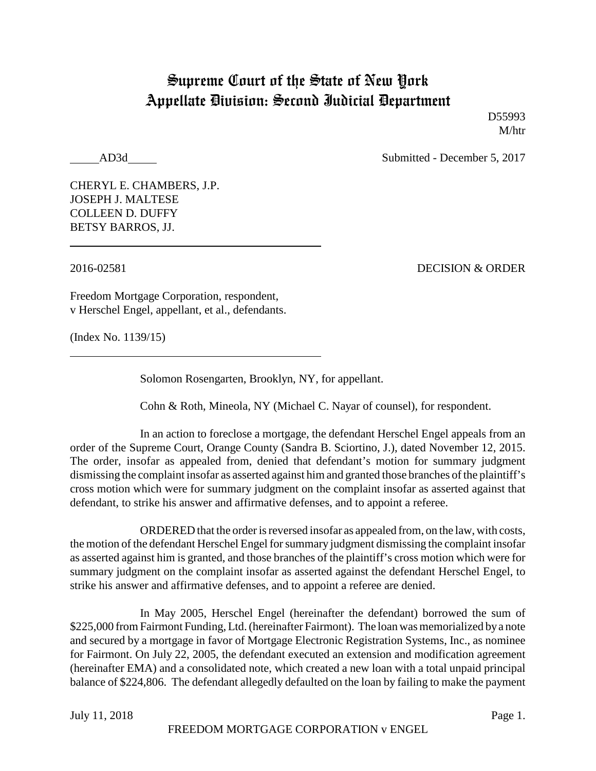# Supreme Court of the State of New York
## Appellate Division: Second Judicial Department

D55993
M/htr

_____AD3d_____ Submitted - December 5, 2017

CHERYL E. CHAMBERS, J.P.
JOSEPH J. MALTESE
COLLEEN D. DUFFY
BETSY BARROS, JJ.

---

2016-02581 DECISION & ORDER

Freedom Mortgage Corporation, respondent,
v Herschel Engel, appellant, et al., defendants.

(Index No. 1139/15)

---

Solomon Rosengarten, Brooklyn, NY, for appellant.

Cohn & Roth, Mineola, NY (Michael C. Nayar of counsel), for respondent.

In an action to foreclose a mortgage, the defendant Herschel Engel appeals from an order of the Supreme Court, Orange County (Sandra B. Sciortino, J.), dated November 12, 2015. The order, insofar as appealed from, denied that defendant's motion for summary judgment dismissing the complaint insofar as asserted against him and granted those branches of the plaintiff's cross motion which were for summary judgment on the complaint insofar as asserted against that defendant, to strike his answer and affirmative defenses, and to appoint a referee.

ORDERED that the order is reversed insofar as appealed from, on the law, with costs, the motion of the defendant Herschel Engel for summary judgment dismissing the complaint insofar as asserted against him is granted, and those branches of the plaintiff's cross motion which were for summary judgment on the complaint insofar as asserted against the defendant Herschel Engel, to strike his answer and affirmative defenses, and to appoint a referee are denied.

In May 2005, Herschel Engel (hereinafter the defendant) borrowed the sum of \$225,000 from Fairmont Funding, Ltd. (hereinafter Fairmont). The loan was memorialized by a note and secured by a mortgage in favor of Mortgage Electronic Registration Systems, Inc., as nominee for Fairmont. On July 22, 2005, the defendant executed an extension and modification agreement (hereinafter EMA) and a consolidated note, which created a new loan with a total unpaid principal balance of \$224,806. The defendant allegedly defaulted on the loan by failing to make the payment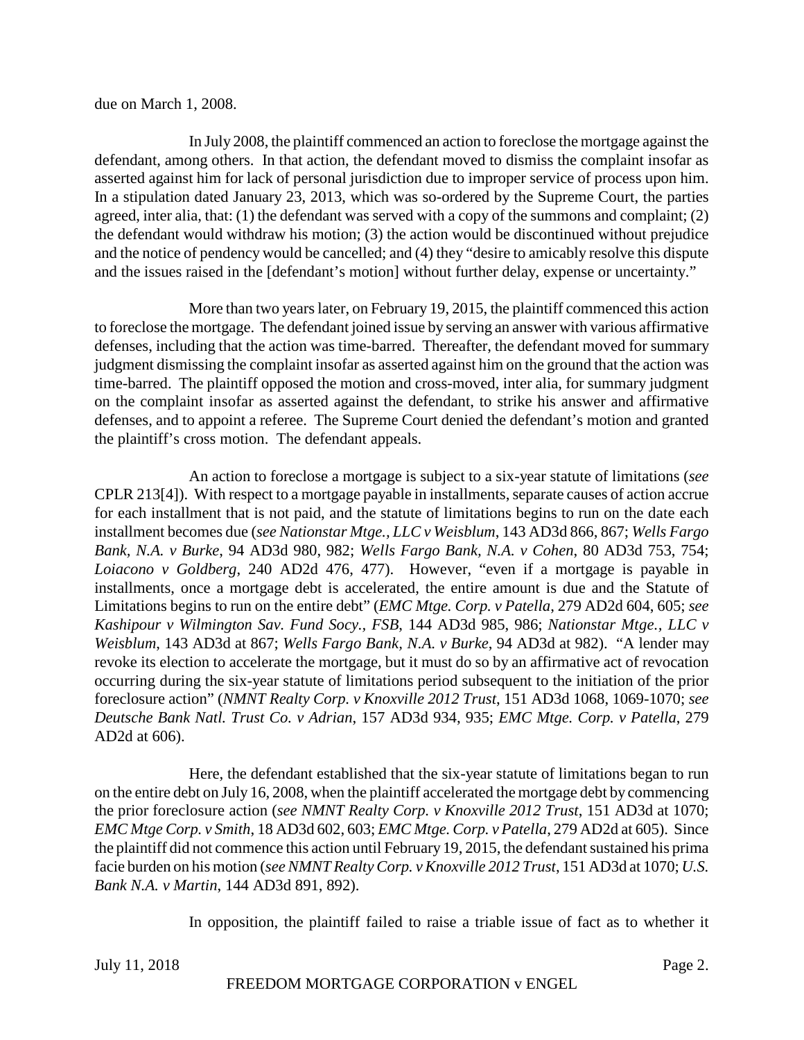due on March 1, 2008.

In July 2008, the plaintiff commenced an action to foreclose the mortgage against the defendant, among others. In that action, the defendant moved to dismiss the complaint insofar as asserted against him for lack of personal jurisdiction due to improper service of process upon him. In a stipulation dated January 23, 2013, which was so-ordered by the Supreme Court, the parties agreed, inter alia, that: (1) the defendant was served with a copy of the summons and complaint; (2) the defendant would withdraw his motion; (3) the action would be discontinued without prejudice and the notice of pendency would be cancelled; and (4) they "desire to amicably resolve this dispute and the issues raised in the [defendant's motion] without further delay, expense or uncertainty."

More than two years later, on February 19, 2015, the plaintiff commenced this action to foreclose the mortgage. The defendant joined issue by serving an answer with various affirmative defenses, including that the action was time-barred. Thereafter, the defendant moved for summary judgment dismissing the complaint insofar as asserted against him on the ground that the action was time-barred. The plaintiff opposed the motion and cross-moved, inter alia, for summary judgment on the complaint insofar as asserted against the defendant, to strike his answer and affirmative defenses, and to appoint a referee. The Supreme Court denied the defendant's motion and granted the plaintiff's cross motion. The defendant appeals.

An action to foreclose a mortgage is subject to a six-year statute of limitations (*see* CPLR 213[4]). With respect to a mortgage payable in installments, separate causes of action accrue for each installment that is not paid, and the statute of limitations begins to run on the date each installment becomes due (*see Nationstar Mtge., LLC v Weisblum*, 143 AD3d 866, 867; *Wells Fargo Bank, N.A. v Burke*, 94 AD3d 980, 982; *Wells Fargo Bank, N.A. v Cohen*, 80 AD3d 753, 754; *Loiacono v Goldberg*, 240 AD2d 476, 477). However, "even if a mortgage is payable in installments, once a mortgage debt is accelerated, the entire amount is due and the Statute of Limitations begins to run on the entire debt" (*EMC Mtge. Corp. v Patella*, 279 AD2d 604, 605; *see Kashipour v Wilmington Sav. Fund Socy., FSB*, 144 AD3d 985, 986; *Nationstar Mtge., LLC v Weisblum*, 143 AD3d at 867; *Wells Fargo Bank, N.A. v Burke*, 94 AD3d at 982). "A lender may revoke its election to accelerate the mortgage, but it must do so by an affirmative act of revocation occurring during the six-year statute of limitations period subsequent to the initiation of the prior foreclosure action" (*NMNT Realty Corp. v Knoxville 2012 Trust*, 151 AD3d 1068, 1069-1070; *see Deutsche Bank Natl. Trust Co. v Adrian*, 157 AD3d 934, 935; *EMC Mtge. Corp. v Patella*, 279 AD2d at 606).

Here, the defendant established that the six-year statute of limitations began to run on the entire debt on July 16, 2008, when the plaintiff accelerated the mortgage debt by commencing the prior foreclosure action (*see NMNT Realty Corp. v Knoxville 2012 Trust*, 151 AD3d at 1070; *EMC Mtge Corp. v Smith*, 18 AD3d 602, 603; *EMC Mtge. Corp. v Patella*, 279 AD2d at 605). Since the plaintiff did not commence this action until February 19, 2015, the defendant sustained his prima facie burden on his motion (*see NMNT Realty Corp. v Knoxville 2012 Trust*, 151 AD3d at 1070; *U.S. Bank N.A. v Martin*, 144 AD3d 891, 892).

In opposition, the plaintiff failed to raise a triable issue of fact as to whether it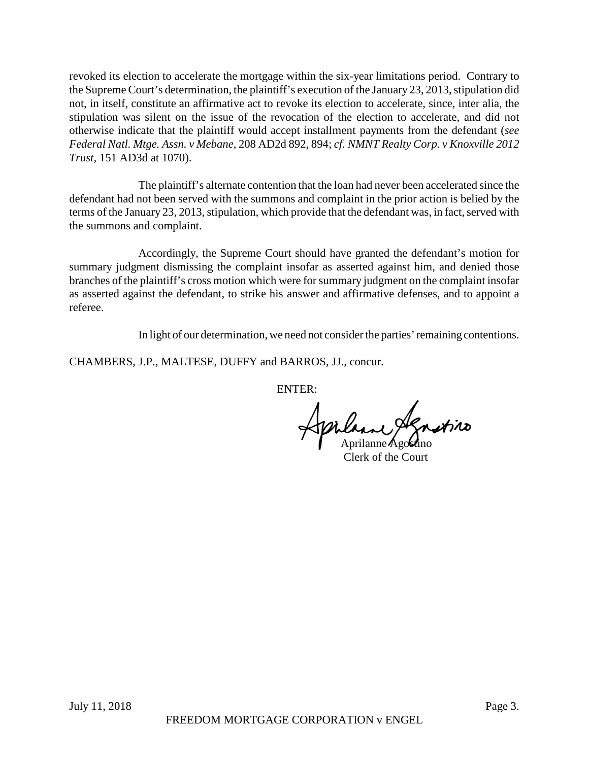revoked its election to accelerate the mortgage within the six-year limitations period. Contrary to the Supreme Court's determination, the plaintiff's execution of the January 23, 2013, stipulation did not, in itself, constitute an affirmative act to revoke its election to accelerate, since, inter alia, the stipulation was silent on the issue of the revocation of the election to accelerate, and did not otherwise indicate that the plaintiff would accept installment payments from the defendant (*see Federal Natl. Mtge. Assn. v Mebane*, 208 AD2d 892, 894; *cf. NMNT Realty Corp. v Knoxville 2012 Trust*, 151 AD3d at 1070).

The plaintiff's alternate contention that the loan had never been accelerated since the defendant had not been served with the summons and complaint in the prior action is belied by the terms of the January 23, 2013, stipulation, which provide that the defendant was, in fact, served with the summons and complaint.

Accordingly, the Supreme Court should have granted the defendant's motion for summary judgment dismissing the complaint insofar as asserted against him, and denied those branches of the plaintiff's cross motion which were for summary judgment on the complaint insofar as asserted against the defendant, to strike his answer and affirmative defenses, and to appoint a referee.

In light of our determination, we need not consider the parties' remaining contentions.

CHAMBERS, J.P., MALTESE, DUFFY and BARROS, JJ., concur.

ENTER:

Aprilanne Agostino
Clerk of the Court